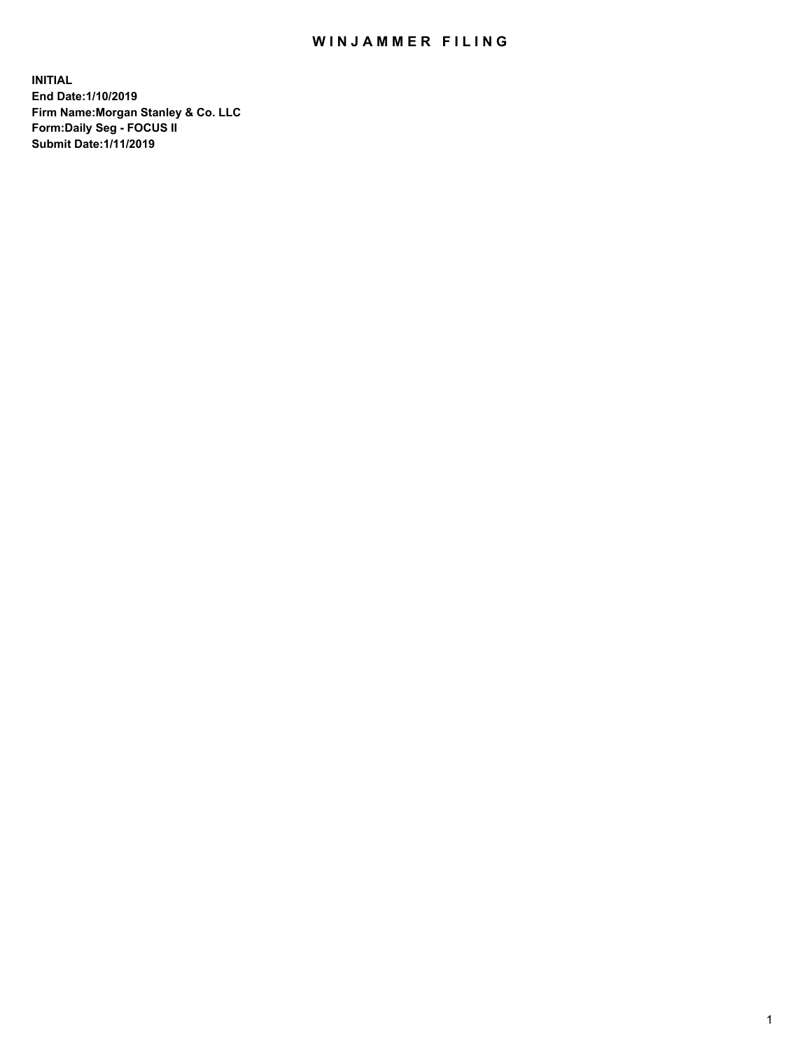# WINJAMMER FILING

**INITIAL**
**End Date:1/10/2019**
**Firm Name:Morgan Stanley & Co. LLC**
**Form:Daily Seg - FOCUS II**
**Submit Date:1/11/2019**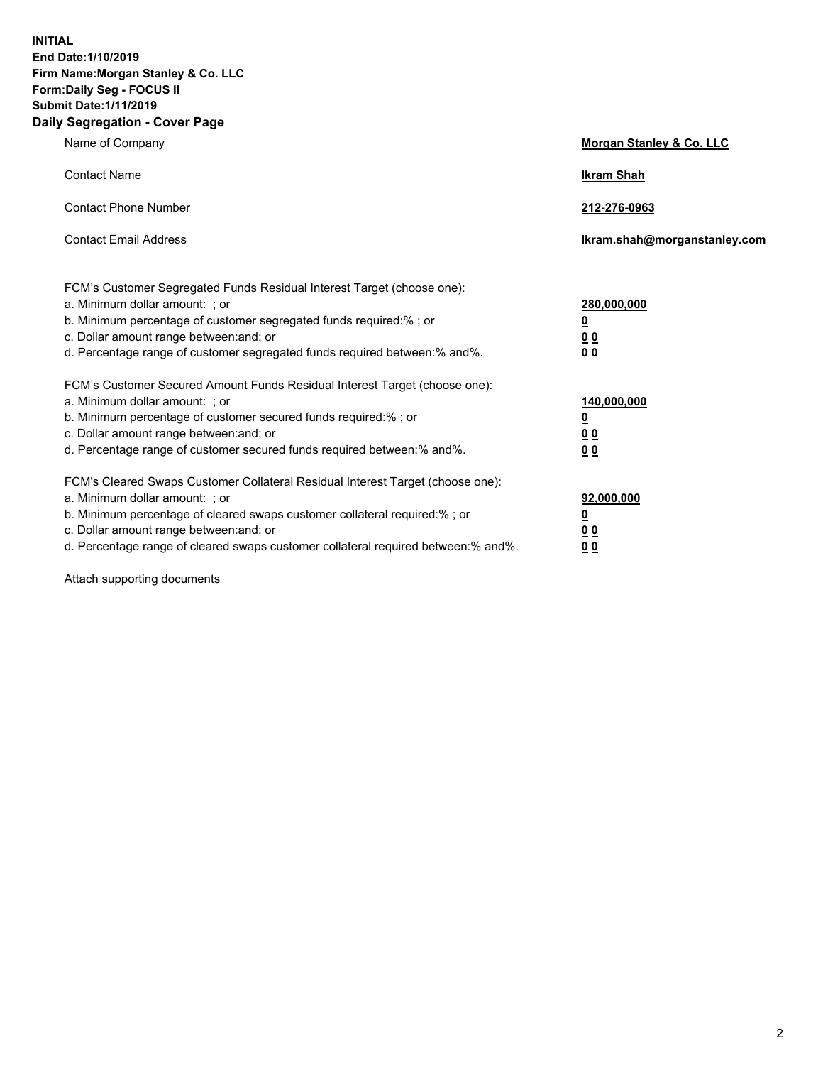**INITIAL**
**End Date:1/10/2019**
**Firm Name:Morgan Stanley & Co. LLC**
**Form:Daily Seg - FOCUS II**
**Submit Date:1/11/2019**
**Daily Segregation - Cover Page**

| | |
|---|---|
| Name of Company | **Morgan Stanley & Co. LLC** |
| Contact Name | **Ikram Shah** |
| Contact Phone Number | **212-276-0963** |
| Contact Email Address | **Ikram.shah@morganstanley.com** |

FCM's Customer Segregated Funds Residual Interest Target (choose one):

| | |
|---|---|
| a. Minimum dollar amount: ; or | **280,000,000** |
| b. Minimum percentage of customer segregated funds required:% ; or | **0** |
| c. Dollar amount range between:and; or | **0 0** |
| d. Percentage range of customer segregated funds required between:% and%. | **0 0** |

FCM's Customer Secured Amount Funds Residual Interest Target (choose one):

| | |
|---|---|
| a. Minimum dollar amount: ; or | **140,000,000** |
| b. Minimum percentage of customer secured funds required:% ; or | **0** |
| c. Dollar amount range between:and; or | **0 0** |
| d. Percentage range of customer secured funds required between:% and%. | **0 0** |

FCM's Cleared Swaps Customer Collateral Residual Interest Target (choose one):

| | |
|---|---|
| a. Minimum dollar amount: ; or | **92,000,000** |
| b. Minimum percentage of cleared swaps customer collateral required:% ; or | **0** |
| c. Dollar amount range between:and; or | **0 0** |
| d. Percentage range of cleared swaps customer collateral required between:% and%. | **0 0** |

Attach supporting documents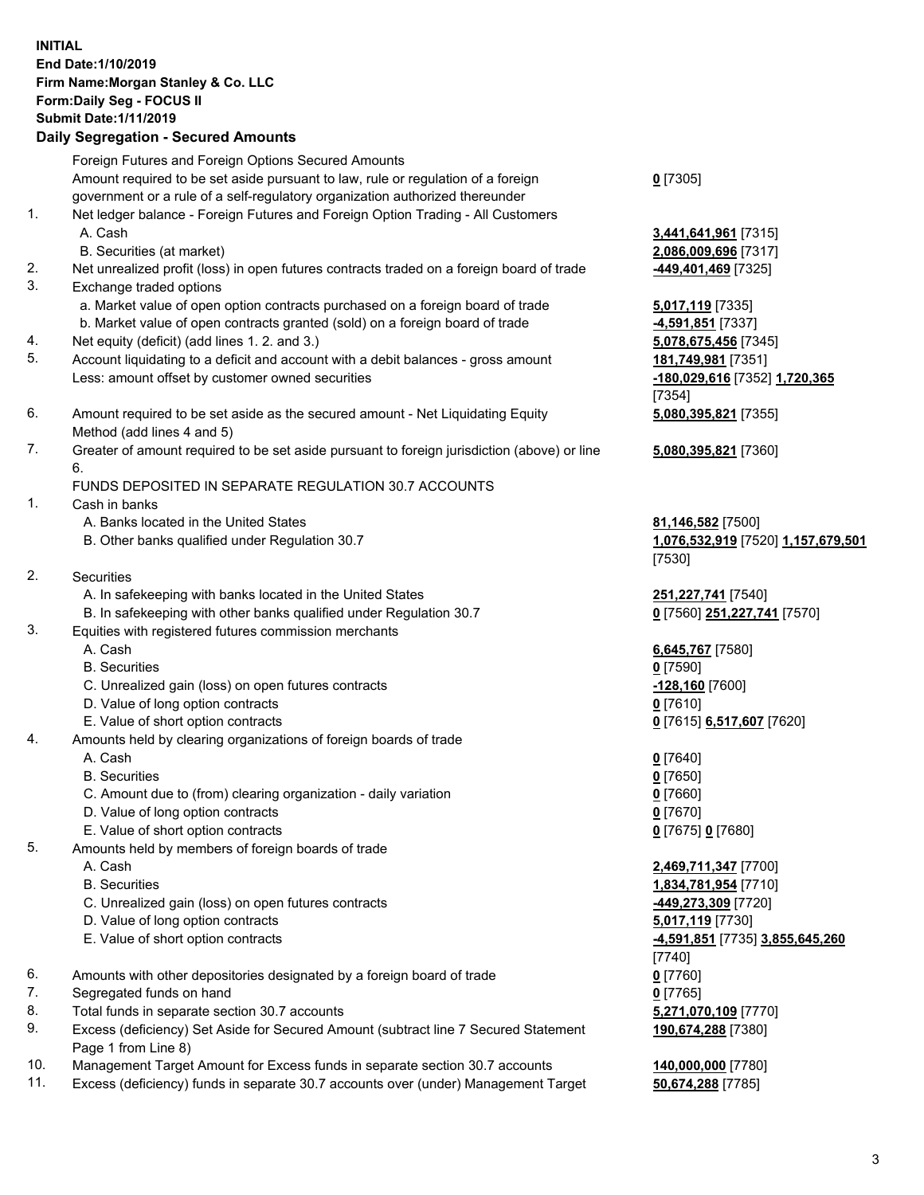**INITIAL**
**End Date:1/10/2019**
**Firm Name:Morgan Stanley & Co. LLC**
**Form:Daily Seg - FOCUS II**
**Submit Date:1/11/2019**

## Daily Segregation - Secured Amounts

| | | |
|---|---|---|
| | Foreign Futures and Foreign Options Secured Amounts | |
| | Amount required to be set aside pursuant to law, rule or regulation of a foreign government or a rule of a self-regulatory organization authorized thereunder | **0** [7305] |
| 1. | Net ledger balance - Foreign Futures and Foreign Option Trading - All Customers | |
| | A. Cash | **3,441,641,961** [7315] |
| | B. Securities (at market) | **2,086,009,696** [7317] |
| 2. | Net unrealized profit (loss) in open futures contracts traded on a foreign board of trade | **-449,401,469** [7325] |
| 3. | Exchange traded options | |
| | a. Market value of open option contracts purchased on a foreign board of trade | **5,017,119** [7335] |
| | b. Market value of open contracts granted (sold) on a foreign board of trade | **-4,591,851** [7337] |
| 4. | Net equity (deficit) (add lines 1. 2. and 3.) | **5,078,675,456** [7345] |
| 5. | Account liquidating to a deficit and account with a debit balances - gross amount | **181,749,981** [7351] |
| | Less: amount offset by customer owned securities | **-180,029,616** [7352] **1,720,365** [7354] |
| 6. | Amount required to be set aside as the secured amount - Net Liquidating Equity Method (add lines 4 and 5) | **5,080,395,821** [7355] |
| 7. | Greater of amount required to be set aside pursuant to foreign jurisdiction (above) or line 6. | **5,080,395,821** [7360] |
| | FUNDS DEPOSITED IN SEPARATE REGULATION 30.7 ACCOUNTS | |
| 1. | Cash in banks | |
| | A. Banks located in the United States | **81,146,582** [7500] |
| | B. Other banks qualified under Regulation 30.7 | **1,076,532,919** [7520] **1,157,679,501** [7530] |
| 2. | Securities | |
| | A. In safekeeping with banks located in the United States | **251,227,741** [7540] |
| | B. In safekeeping with other banks qualified under Regulation 30.7 | **0** [7560] **251,227,741** [7570] |
| 3. | Equities with registered futures commission merchants | |
| | A. Cash | **6,645,767** [7580] |
| | B. Securities | **0** [7590] |
| | C. Unrealized gain (loss) on open futures contracts | **-128,160** [7600] |
| | D. Value of long option contracts | **0** [7610] |
| | E. Value of short option contracts | **0** [7615] **6,517,607** [7620] |
| 4. | Amounts held by clearing organizations of foreign boards of trade | |
| | A. Cash | **0** [7640] |
| | B. Securities | **0** [7650] |
| | C. Amount due to (from) clearing organization - daily variation | **0** [7660] |
| | D. Value of long option contracts | **0** [7670] |
| | E. Value of short option contracts | **0** [7675] **0** [7680] |
| 5. | Amounts held by members of foreign boards of trade | |
| | A. Cash | **2,469,711,347** [7700] |
| | B. Securities | **1,834,781,954** [7710] |
| | C. Unrealized gain (loss) on open futures contracts | **-449,273,309** [7720] |
| | D. Value of long option contracts | **5,017,119** [7730] |
| | E. Value of short option contracts | **-4,591,851** [7735] **3,855,645,260** [7740] |
| 6. | Amounts with other depositories designated by a foreign board of trade | **0** [7760] |
| 7. | Segregated funds on hand | **0** [7765] |
| 8. | Total funds in separate section 30.7 accounts | **5,271,070,109** [7770] |
| 9. | Excess (deficiency) Set Aside for Secured Amount (subtract line 7 Secured Statement Page 1 from Line 8) | **190,674,288** [7380] |
| 10. | Management Target Amount for Excess funds in separate section 30.7 accounts | **140,000,000** [7780] |
| 11. | Excess (deficiency) funds in separate 30.7 accounts over (under) Management Target | **50,674,288** [7785] |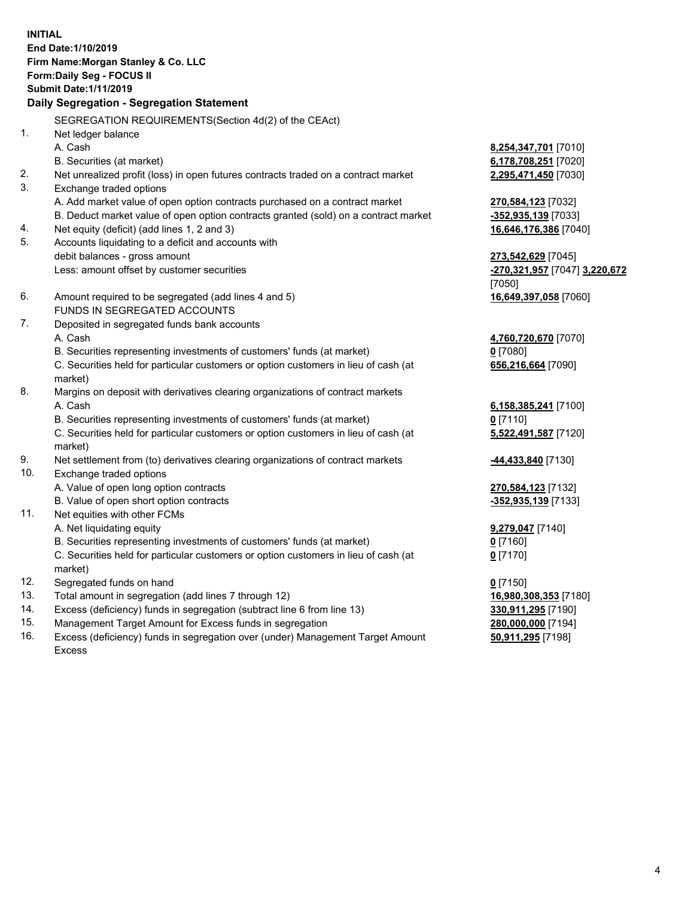**INITIAL**
**End Date:1/10/2019**
**Firm Name:Morgan Stanley & Co. LLC**
**Form:Daily Seg - FOCUS II**
**Submit Date:1/11/2019**

## Daily Segregation - Segregation Statement

SEGREGATION REQUIREMENTS(Section 4d(2) of the CEAct)

| | | |
|---|---|---|
| 1. | Net ledger balance | |
| | A. Cash | **8,254,347,701** [7010] |
| | B. Securities (at market) | **6,178,708,251** [7020] |
| 2. | Net unrealized profit (loss) in open futures contracts traded on a contract market | **2,295,471,450** [7030] |
| 3. | Exchange traded options | |
| | A. Add market value of open option contracts purchased on a contract market | **270,584,123** [7032] |
| | B. Deduct market value of open option contracts granted (sold) on a contract market | **-352,935,139** [7033] |
| 4. | Net equity (deficit) (add lines 1, 2 and 3) | **16,646,176,386** [7040] |
| 5. | Accounts liquidating to a deficit and accounts with debit balances - gross amount | **273,542,629** [7045] |
| | Less: amount offset by customer securities | **-270,321,957** [7047] **3,220,672** [7050] |
| 6. | Amount required to be segregated (add lines 4 and 5) | **16,649,397,058** [7060] |
| | FUNDS IN SEGREGATED ACCOUNTS | |
| 7. | Deposited in segregated funds bank accounts | |
| | A. Cash | **4,760,720,670** [7070] |
| | B. Securities representing investments of customers' funds (at market) | **0** [7080] |
| | C. Securities held for particular customers or option customers in lieu of cash (at market) | **656,216,664** [7090] |
| 8. | Margins on deposit with derivatives clearing organizations of contract markets | |
| | A. Cash | **6,158,385,241** [7100] |
| | B. Securities representing investments of customers' funds (at market) | **0** [7110] |
| | C. Securities held for particular customers or option customers in lieu of cash (at market) | **5,522,491,587** [7120] |
| 9. | Net settlement from (to) derivatives clearing organizations of contract markets | **-44,433,840** [7130] |
| 10. | Exchange traded options | |
| | A. Value of open long option contracts | **270,584,123** [7132] |
| | B. Value of open short option contracts | **-352,935,139** [7133] |
| 11. | Net equities with other FCMs | |
| | A. Net liquidating equity | **9,279,047** [7140] |
| | B. Securities representing investments of customers' funds (at market) | **0** [7160] |
| | C. Securities held for particular customers or option customers in lieu of cash (at market) | **0** [7170] |
| 12. | Segregated funds on hand | **0** [7150] |
| 13. | Total amount in segregation (add lines 7 through 12) | **16,980,308,353** [7180] |
| 14. | Excess (deficiency) funds in segregation (subtract line 6 from line 13) | **330,911,295** [7190] |
| 15. | Management Target Amount for Excess funds in segregation | **280,000,000** [7194] |
| 16. | Excess (deficiency) funds in segregation over (under) Management Target Amount Excess | **50,911,295** [7198] |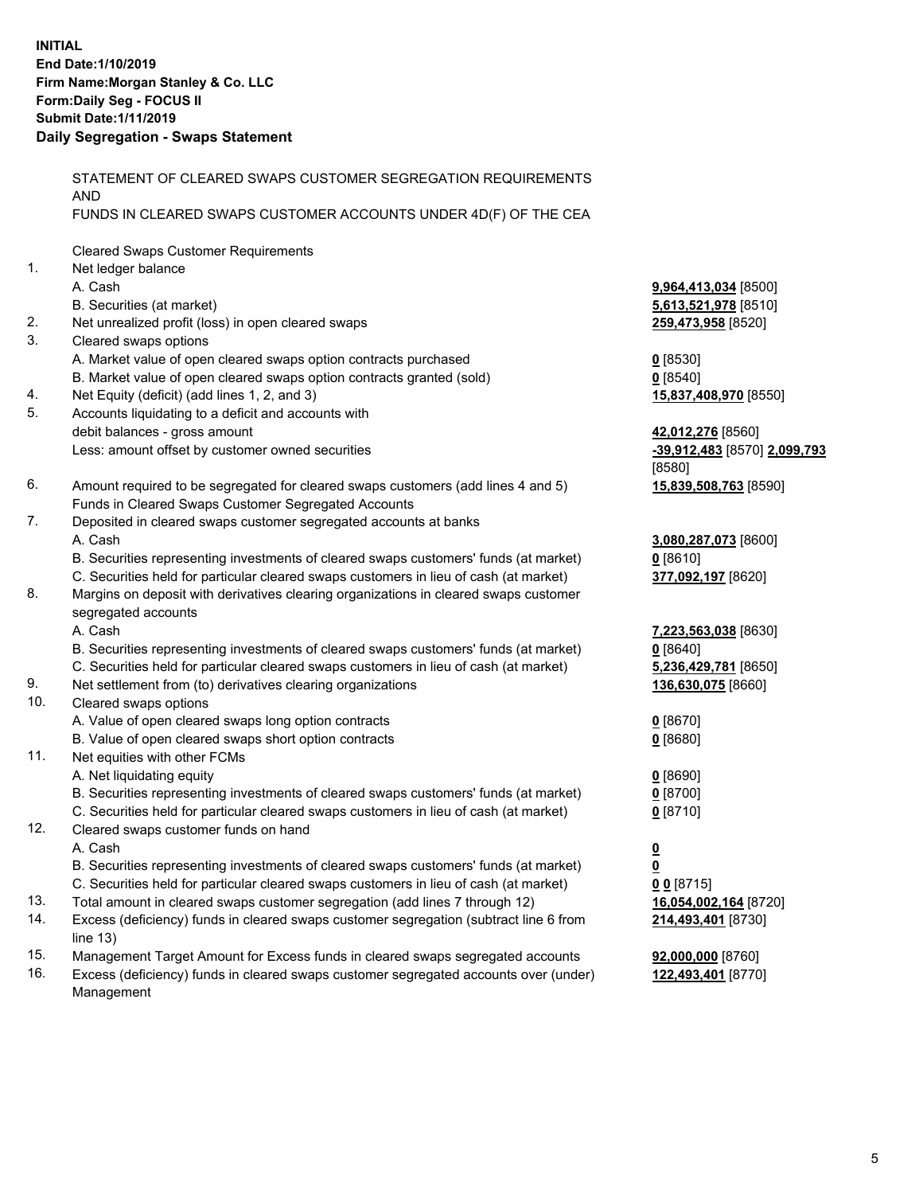**INITIAL**
**End Date:1/10/2019**
**Firm Name:Morgan Stanley & Co. LLC**
**Form:Daily Seg - FOCUS II**
**Submit Date:1/11/2019**
**Daily Segregation - Swaps Statement**

STATEMENT OF CLEARED SWAPS CUSTOMER SEGREGATION REQUIREMENTS AND FUNDS IN CLEARED SWAPS CUSTOMER ACCOUNTS UNDER 4D(F) OF THE CEA

| | | |
|---|---|---|
| | Cleared Swaps Customer Requirements | |
| 1. | Net ledger balance | |
| | A. Cash | **9,964,413,034** [8500] |
| | B. Securities (at market) | **5,613,521,978** [8510] |
| 2. | Net unrealized profit (loss) in open cleared swaps | **259,473,958** [8520] |
| 3. | Cleared swaps options | |
| | A. Market value of open cleared swaps option contracts purchased | **0** [8530] |
| | B. Market value of open cleared swaps option contracts granted (sold) | **0** [8540] |
| 4. | Net Equity (deficit) (add lines 1, 2, and 3) | **15,837,408,970** [8550] |
| 5. | Accounts liquidating to a deficit and accounts with debit balances - gross amount | **42,012,276** [8560] |
| | Less: amount offset by customer owned securities | **-39,912,483** [8570] **2,099,793** [8580] |
| 6. | Amount required to be segregated for cleared swaps customers (add lines 4 and 5) | **15,839,508,763** [8590] |
| | Funds in Cleared Swaps Customer Segregated Accounts | |
| 7. | Deposited in cleared swaps customer segregated accounts at banks | |
| | A. Cash | **3,080,287,073** [8600] |
| | B. Securities representing investments of cleared swaps customers' funds (at market) | **0** [8610] |
| | C. Securities held for particular cleared swaps customers in lieu of cash (at market) | **377,092,197** [8620] |
| 8. | Margins on deposit with derivatives clearing organizations in cleared swaps customer segregated accounts | |
| | A. Cash | **7,223,563,038** [8630] |
| | B. Securities representing investments of cleared swaps customers' funds (at market) | **0** [8640] |
| | C. Securities held for particular cleared swaps customers in lieu of cash (at market) | **5,236,429,781** [8650] |
| 9. | Net settlement from (to) derivatives clearing organizations | **136,630,075** [8660] |
| 10. | Cleared swaps options | |
| | A. Value of open cleared swaps long option contracts | **0** [8670] |
| | B. Value of open cleared swaps short option contracts | **0** [8680] |
| 11. | Net equities with other FCMs | |
| | A. Net liquidating equity | **0** [8690] |
| | B. Securities representing investments of cleared swaps customers' funds (at market) | **0** [8700] |
| | C. Securities held for particular cleared swaps customers in lieu of cash (at market) | **0** [8710] |
| 12. | Cleared swaps customer funds on hand | |
| | A. Cash | **0** |
| | B. Securities representing investments of cleared swaps customers' funds (at market) | **0** |
| | C. Securities held for particular cleared swaps customers in lieu of cash (at market) | **0** **0** [8715] |
| 13. | Total amount in cleared swaps customer segregation (add lines 7 through 12) | **16,054,002,164** [8720] |
| 14. | Excess (deficiency) funds in cleared swaps customer segregation (subtract line 6 from line 13) | **214,493,401** [8730] |
| 15. | Management Target Amount for Excess funds in cleared swaps segregated accounts | **92,000,000** [8760] |
| 16. | Excess (deficiency) funds in cleared swaps customer segregated accounts over (under) Management | **122,493,401** [8770] |